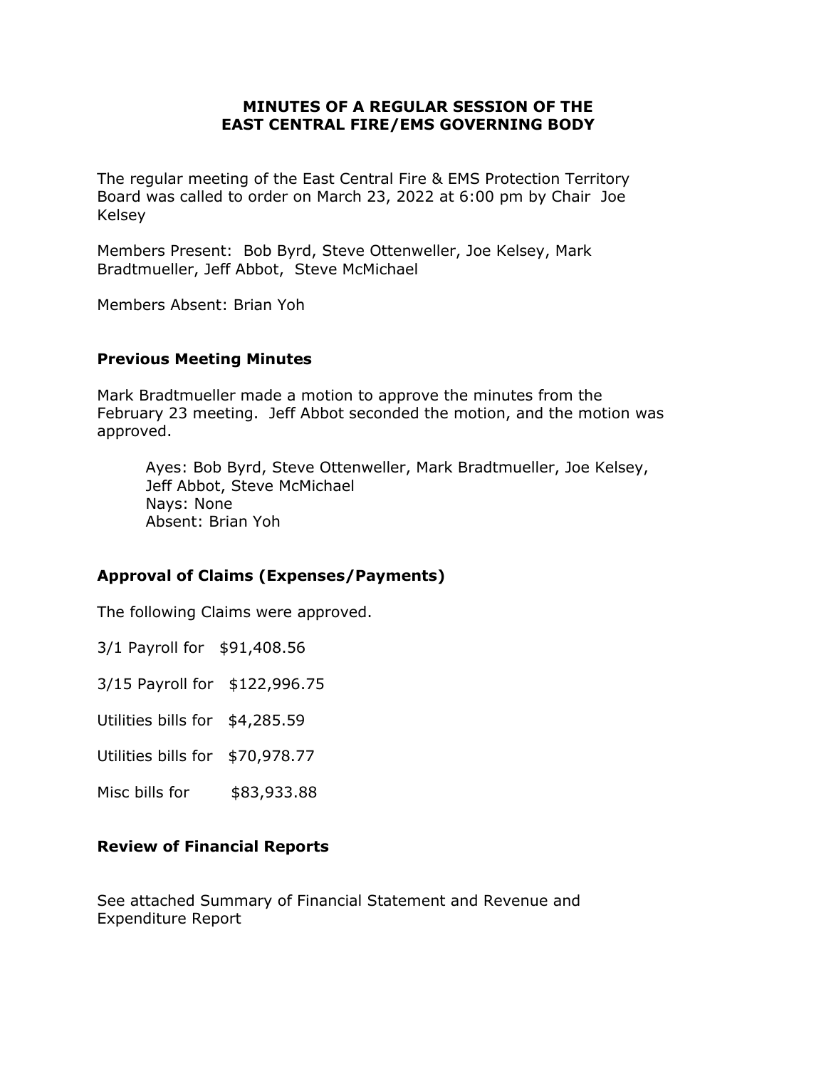# MINUTES OF A REGULAR SESSION OF THE EAST CENTRAL FIRE/EMS GOVERNING BODY

The regular meeting of the East Central Fire & EMS Protection Territory Board was called to order on March 23, 2022 at 6:00 pm by Chair Joe Kelsey

Members Present: Bob Byrd, Steve Ottenweller, Joe Kelsey, Mark Bradtmueller, Jeff Abbot, Steve McMichael

Members Absent: Brian Yoh

## Previous Meeting Minutes

Mark Bradtmueller made a motion to approve the minutes from the February 23 meeting. Jeff Abbot seconded the motion, and the motion was approved.

> Ayes: Bob Byrd, Steve Ottenweller, Mark Bradtmueller, Joe Kelsey, Jeff Abbot, Steve McMichael
> Nays: None
> Absent: Brian Yoh

## Approval of Claims (Expenses/Payments)

The following Claims were approved.

3/1 Payroll for $91,408.56

3/15 Payroll for $122,996.75

Utilities bills for $4,285.59

Utilities bills for $70,978.77

Misc bills for $83,933.88

## Review of Financial Reports

See attached Summary of Financial Statement and Revenue and Expenditure Report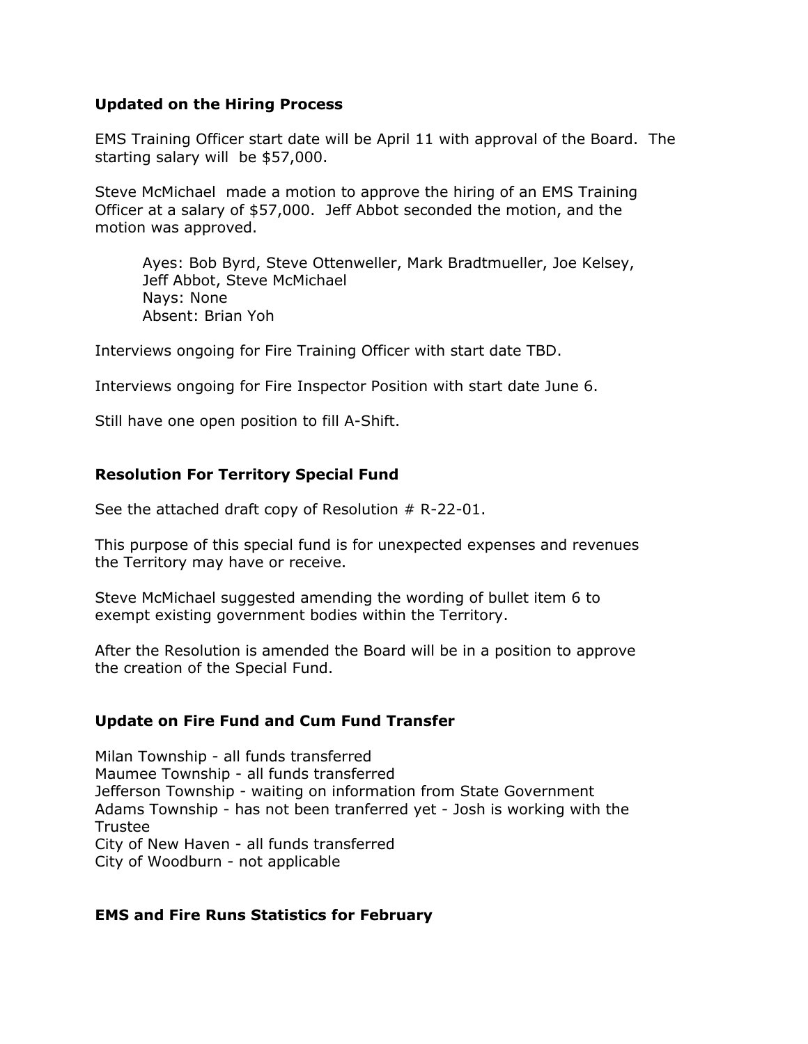### Updated on the Hiring Process

EMS Training Officer start date will be April 11 with approval of the Board. The starting salary will be $57,000.

Steve McMichael made a motion to approve the hiring of an EMS Training Officer at a salary of $57,000. Jeff Abbot seconded the motion, and the motion was approved.

> Ayes: Bob Byrd, Steve Ottenweller, Mark Bradtmueller, Joe Kelsey, Jeff Abbot, Steve McMichael
> Nays: None
> Absent: Brian Yoh

Interviews ongoing for Fire Training Officer with start date TBD.

Interviews ongoing for Fire Inspector Position with start date June 6.

Still have one open position to fill A-Shift.

### Resolution For Territory Special Fund

See the attached draft copy of Resolution # R-22-01.

This purpose of this special fund is for unexpected expenses and revenues the Territory may have or receive.

Steve McMichael suggested amending the wording of bullet item 6 to exempt existing government bodies within the Territory.

After the Resolution is amended the Board will be in a position to approve the creation of the Special Fund.

### Update on Fire Fund and Cum Fund Transfer

Milan Township - all funds transferred
Maumee Township - all funds transferred
Jefferson Township - waiting on information from State Government
Adams Township - has not been tranferred yet - Josh is working with the Trustee
City of New Haven - all funds transferred
City of Woodburn - not applicable

### EMS and Fire Runs Statistics for February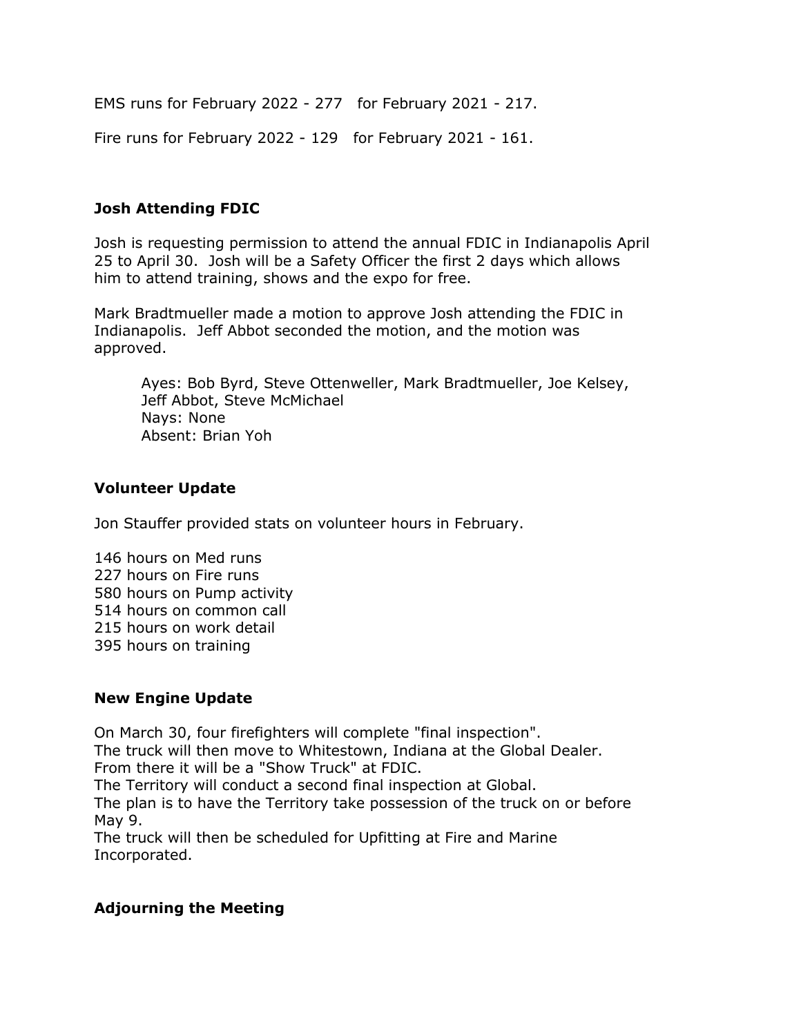EMS runs for February 2022 - 277   for February 2021 - 217.

Fire runs for February 2022 - 129   for February 2021 - 161.

### Josh Attending FDIC

Josh is requesting permission to attend the annual FDIC in Indianapolis April 25 to April 30. Josh will be a Safety Officer the first 2 days which allows him to attend training, shows and the expo for free.

Mark Bradtmueller made a motion to approve Josh attending the FDIC in Indianapolis. Jeff Abbot seconded the motion, and the motion was approved.

> Ayes: Bob Byrd, Steve Ottenweller, Mark Bradtmueller, Joe Kelsey, Jeff Abbot, Steve McMichael
> Nays: None
> Absent: Brian Yoh

### Volunteer Update

Jon Stauffer provided stats on volunteer hours in February.

146 hours on Med runs
227 hours on Fire runs
580 hours on Pump activity
514 hours on common call
215 hours on work detail
395 hours on training

### New Engine Update

On March 30, four firefighters will complete "final inspection".
The truck will then move to Whitestown, Indiana at the Global Dealer.
From there it will be a "Show Truck" at FDIC.
The Territory will conduct a second final inspection at Global.
The plan is to have the Territory take possession of the truck on or before May 9.
The truck will then be scheduled for Upfitting at Fire and Marine Incorporated.

### Adjourning the Meeting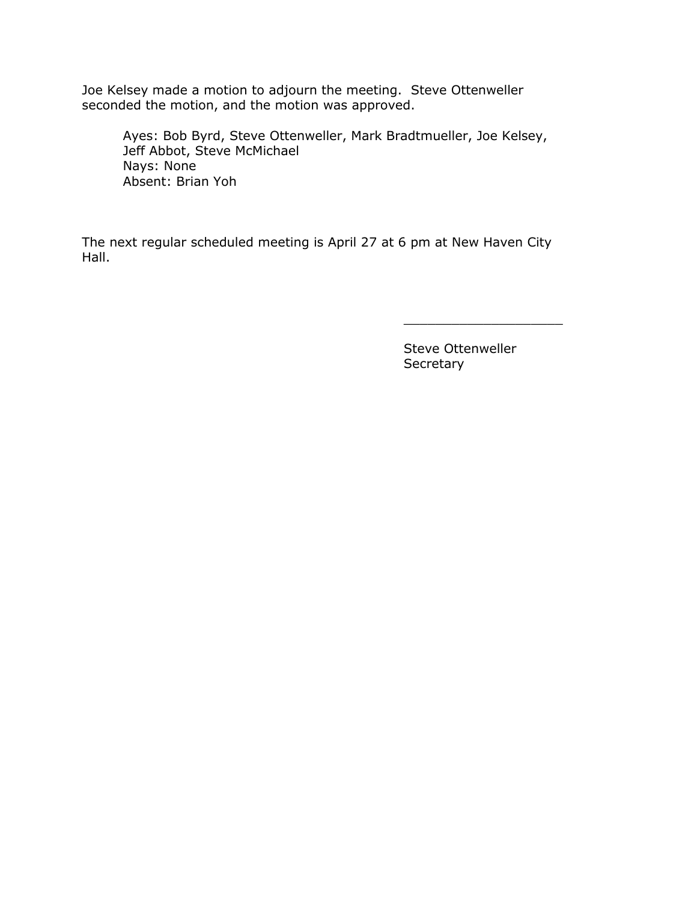Joe Kelsey made a motion to adjourn the meeting. Steve Ottenweller seconded the motion, and the motion was approved.

> Ayes: Bob Byrd, Steve Ottenweller, Mark Bradtmueller, Joe Kelsey, Jeff Abbot, Steve McMichael
> Nays: None
> Absent: Brian Yoh

The next regular scheduled meeting is April 27 at 6 pm at New Haven City Hall.

____________________

Steve Ottenweller
Secretary